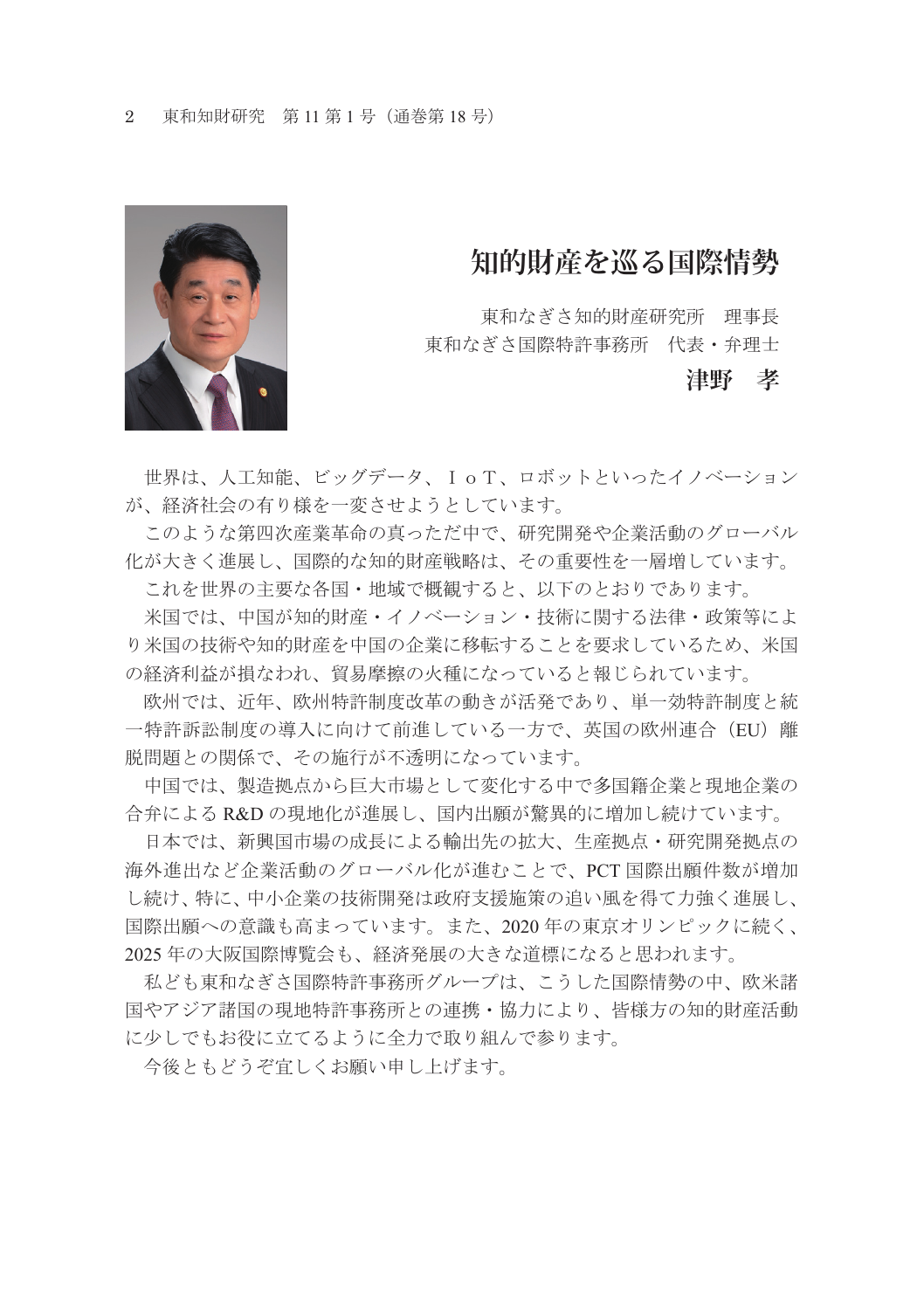# 知的財産を巡る国際情勢

東和なぎさ知的財産研究所　理事長
東和なぎさ国際特許事務所　代表・弁理士

**津野　孝**

世界は、人工知能、ビッグデータ、ＩｏＴ、ロボットといったイノベーションが、経済社会の有り様を一変させようとしています。

このような第四次産業革命の真っただ中で、研究開発や企業活動のグローバル化が大きく進展し、国際的な知的財産戦略は、その重要性を一層増しています。

これを世界の主要な各国・地域で概観すると、以下のとおりであります。

米国では、中国が知的財産・イノベーション・技術に関する法律・政策等により米国の技術や知的財産を中国の企業に移転することを要求しているため、米国の経済利益が損なわれ、貿易摩擦の火種になっていると報じられています。

欧州では、近年、欧州特許制度改革の動きが活発であり、単一効特許制度と統一特許訴訟制度の導入に向けて前進している一方で、英国の欧州連合（EU）離脱問題との関係で、その施行が不透明になっています。

中国では、製造拠点から巨大市場として変化する中で多国籍企業と現地企業の合弁による R&D の現地化が進展し、国内出願が驚異的に増加し続けています。

日本では、新興国市場の成長による輸出先の拡大、生産拠点・研究開発拠点の海外進出など企業活動のグローバル化が進むことで、PCT 国際出願件数が増加し続け、特に、中小企業の技術開発は政府支援施策の追い風を得て力強く進展し、国際出願への意識も高まっています。また、2020 年の東京オリンピックに続く、2025 年の大阪国際博覧会も、経済発展の大きな道標になると思われます。

私ども東和なぎさ国際特許事務所グループは、こうした国際情勢の中、欧米諸国やアジア諸国の現地特許事務所との連携・協力により、皆様方の知的財産活動に少しでもお役に立てるように全力で取り組んで参ります。

今後ともどうぞ宜しくお願い申し上げます。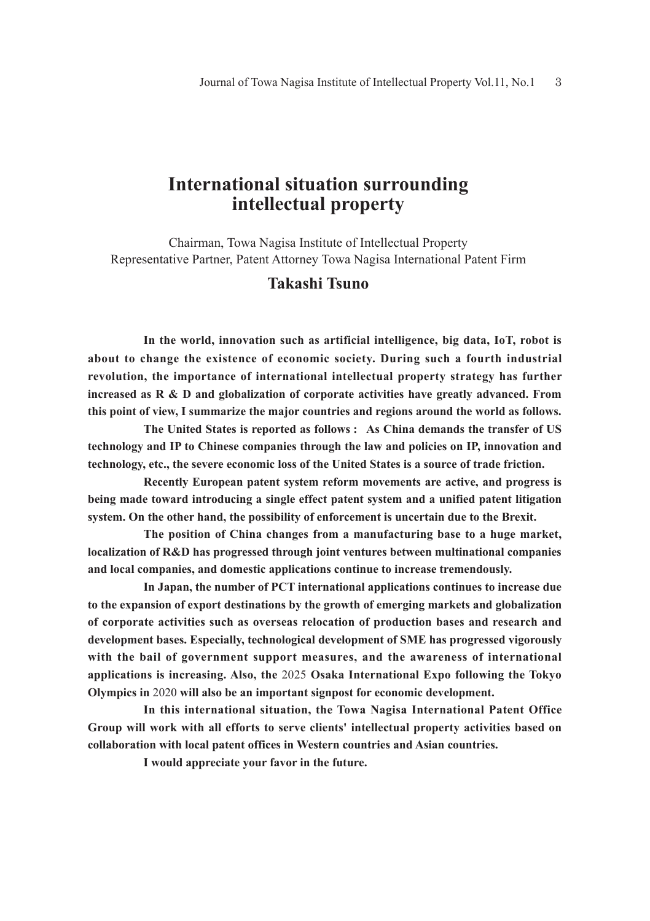# International situation surrounding intellectual property

Chairman, Towa Nagisa Institute of Intellectual Property
Representative Partner, Patent Attorney Towa Nagisa International Patent Firm

## Takashi Tsuno

**In the world, innovation such as artificial intelligence, big data, IoT, robot is about to change the existence of economic society. During such a fourth industrial revolution, the importance of international intellectual property strategy has further increased as R & D and globalization of corporate activities have greatly advanced. From this point of view, I summarize the major countries and regions around the world as follows.**

**The United States is reported as follows : As China demands the transfer of US technology and IP to Chinese companies through the law and policies on IP, innovation and technology, etc., the severe economic loss of the United States is a source of trade friction.**

**Recently European patent system reform movements are active, and progress is being made toward introducing a single effect patent system and a unified patent litigation system. On the other hand, the possibility of enforcement is uncertain due to the Brexit.**

**The position of China changes from a manufacturing base to a huge market, localization of R&D has progressed through joint ventures between multinational companies and local companies, and domestic applications continue to increase tremendously.**

**In Japan, the number of PCT international applications continues to increase due to the expansion of export destinations by the growth of emerging markets and globalization of corporate activities such as overseas relocation of production bases and research and development bases. Especially, technological development of SME has progressed vigorously with the bail of government support measures, and the awareness of international applications is increasing. Also, the** 2025 **Osaka International Expo following the Tokyo Olympics in** 2020 **will also be an important signpost for economic development.**

**In this international situation, the Towa Nagisa International Patent Office Group will work with all efforts to serve clients' intellectual property activities based on collaboration with local patent offices in Western countries and Asian countries.**

**I would appreciate your favor in the future.**